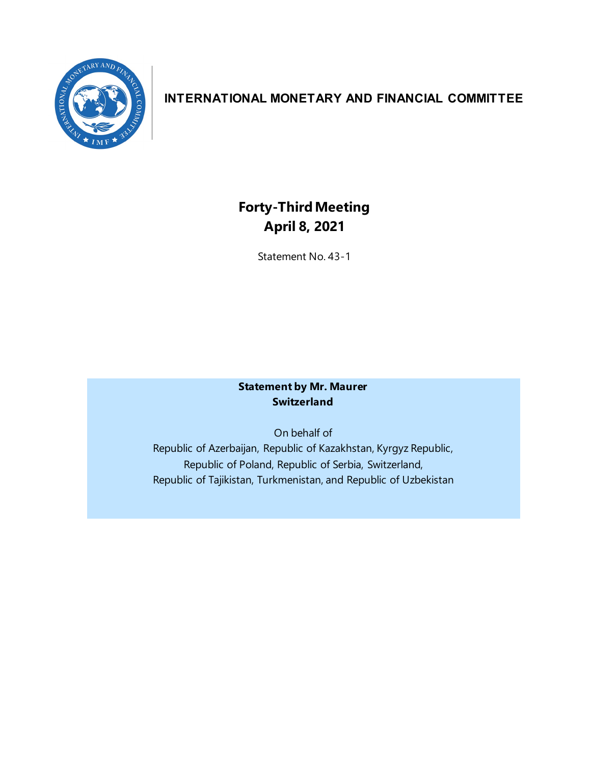# INTERNATIONAL MONETARY AND FINANCIAL COMMITTEE

## Forty-Third Meeting
## April 8, 2021

Statement No. 43-1

**Statement by Mr. Maurer**
**Switzerland**

On behalf of
Republic of Azerbaijan, Republic of Kazakhstan, Kyrgyz Republic,
Republic of Poland, Republic of Serbia, Switzerland,
Republic of Tajikistan, Turkmenistan, and Republic of Uzbekistan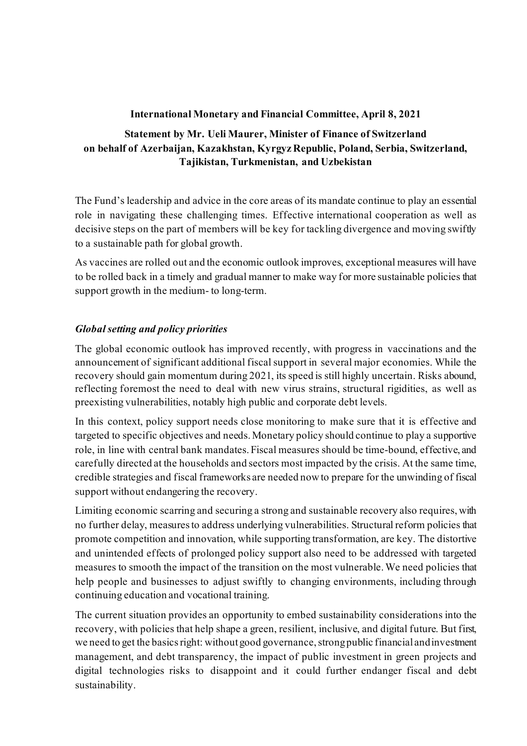**International Monetary and Financial Committee, April 8, 2021**

**Statement by Mr. Ueli Maurer, Minister of Finance of Switzerland on behalf of Azerbaijan, Kazakhstan, Kyrgyz Republic, Poland, Serbia, Switzerland, Tajikistan, Turkmenistan, and Uzbekistan**

The Fund's leadership and advice in the core areas of its mandate continue to play an essential role in navigating these challenging times. Effective international cooperation as well as decisive steps on the part of members will be key for tackling divergence and moving swiftly to a sustainable path for global growth.

As vaccines are rolled out and the economic outlook improves, exceptional measures will have to be rolled back in a timely and gradual manner to make way for more sustainable policies that support growth in the medium- to long-term.

***Global setting and policy priorities***

The global economic outlook has improved recently, with progress in vaccinations and the announcement of significant additional fiscal support in several major economies. While the recovery should gain momentum during 2021, its speed is still highly uncertain. Risks abound, reflecting foremost the need to deal with new virus strains, structural rigidities, as well as preexisting vulnerabilities, notably high public and corporate debt levels.

In this context, policy support needs close monitoring to make sure that it is effective and targeted to specific objectives and needs. Monetary policy should continue to play a supportive role, in line with central bank mandates. Fiscal measures should be time-bound, effective, and carefully directed at the households and sectors most impacted by the crisis. At the same time, credible strategies and fiscal frameworks are needed now to prepare for the unwinding of fiscal support without endangering the recovery.

Limiting economic scarring and securing a strong and sustainable recovery also requires, with no further delay, measures to address underlying vulnerabilities. Structural reform policies that promote competition and innovation, while supporting transformation, are key. The distortive and unintended effects of prolonged policy support also need to be addressed with targeted measures to smooth the impact of the transition on the most vulnerable. We need policies that help people and businesses to adjust swiftly to changing environments, including through continuing education and vocational training.

The current situation provides an opportunity to embed sustainability considerations into the recovery, with policies that help shape a green, resilient, inclusive, and digital future. But first, we need to get the basics right: without good governance, strong public financial and investment management, and debt transparency, the impact of public investment in green projects and digital technologies risks to disappoint and it could further endanger fiscal and debt sustainability.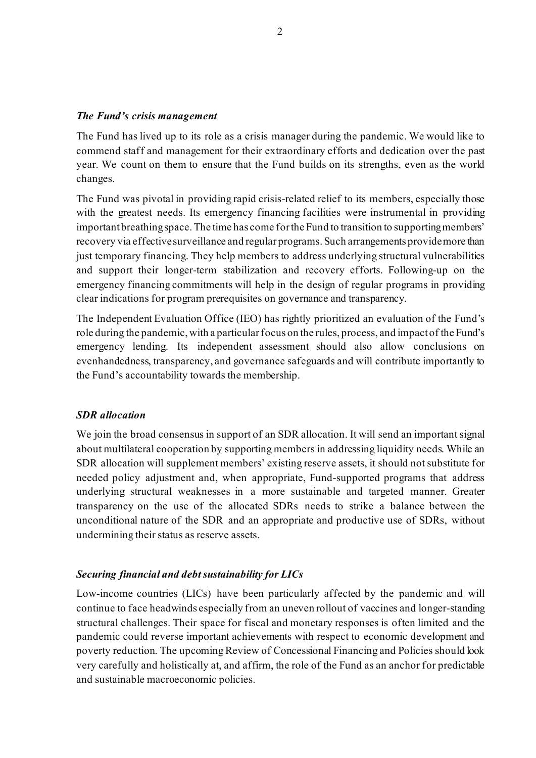### *The Fund's crisis management*

The Fund has lived up to its role as a crisis manager during the pandemic. We would like to commend staff and management for their extraordinary efforts and dedication over the past year. We count on them to ensure that the Fund builds on its strengths, even as the world changes.

The Fund was pivotal in providing rapid crisis-related relief to its members, especially those with the greatest needs. Its emergency financing facilities were instrumental in providing important breathing space. The time has come for the Fund to transition to supporting members' recovery via effective surveillance and regular programs. Such arrangements provide more than just temporary financing. They help members to address underlying structural vulnerabilities and support their longer-term stabilization and recovery efforts. Following-up on the emergency financing commitments will help in the design of regular programs in providing clear indications for program prerequisites on governance and transparency.

The Independent Evaluation Office (IEO) has rightly prioritized an evaluation of the Fund's role during the pandemic, with a particular focus on the rules, process, and impact of the Fund's emergency lending. Its independent assessment should also allow conclusions on evenhandedness, transparency, and governance safeguards and will contribute importantly to the Fund's accountability towards the membership.

### *SDR allocation*

We join the broad consensus in support of an SDR allocation. It will send an important signal about multilateral cooperation by supporting members in addressing liquidity needs. While an SDR allocation will supplement members' existing reserve assets, it should not substitute for needed policy adjustment and, when appropriate, Fund-supported programs that address underlying structural weaknesses in a more sustainable and targeted manner. Greater transparency on the use of the allocated SDRs needs to strike a balance between the unconditional nature of the SDR and an appropriate and productive use of SDRs, without undermining their status as reserve assets.

### *Securing financial and debt sustainability for LICs*

Low-income countries (LICs) have been particularly affected by the pandemic and will continue to face headwinds especially from an uneven rollout of vaccines and longer-standing structural challenges. Their space for fiscal and monetary responses is often limited and the pandemic could reverse important achievements with respect to economic development and poverty reduction. The upcoming Review of Concessional Financing and Policies should look very carefully and holistically at, and affirm, the role of the Fund as an anchor for predictable and sustainable macroeconomic policies.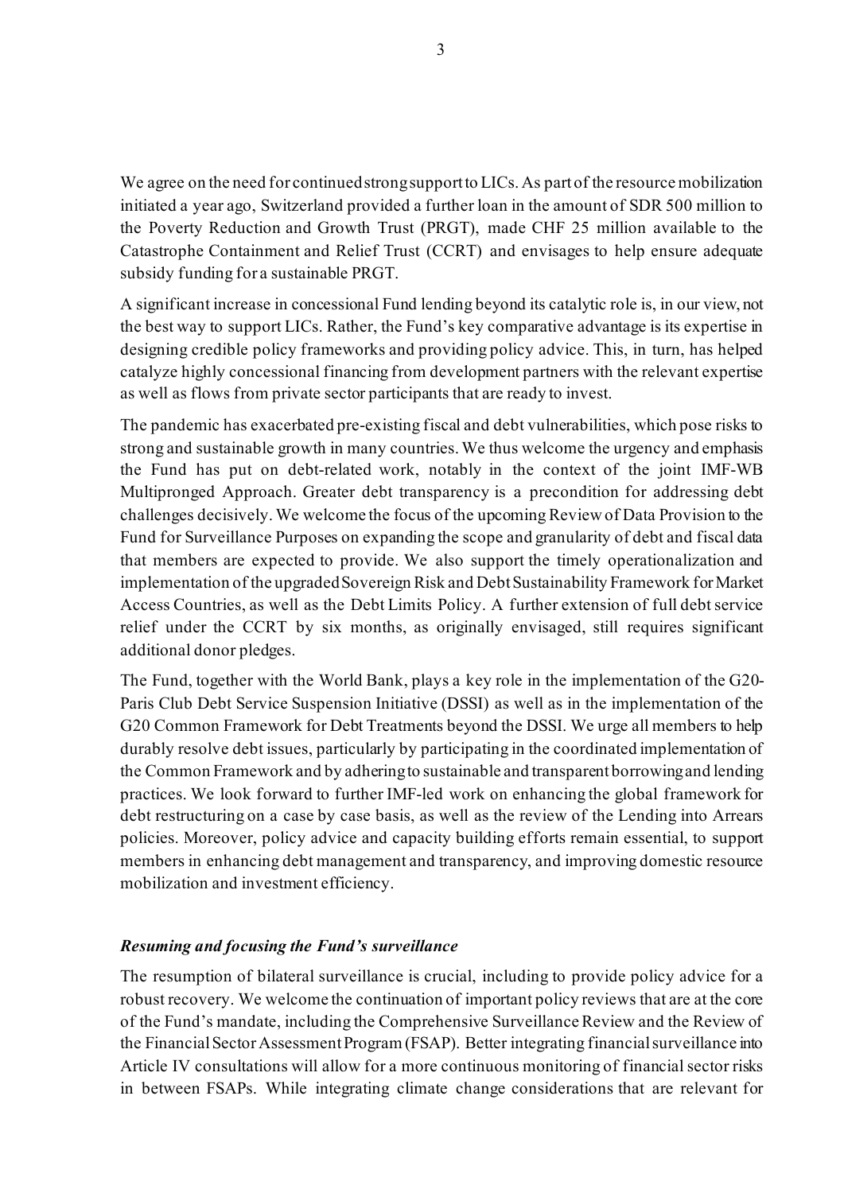We agree on the need for continued strong support to LICs. As part of the resource mobilization initiated a year ago, Switzerland provided a further loan in the amount of SDR 500 million to the Poverty Reduction and Growth Trust (PRGT), made CHF 25 million available to the Catastrophe Containment and Relief Trust (CCRT) and envisages to help ensure adequate subsidy funding for a sustainable PRGT.

A significant increase in concessional Fund lending beyond its catalytic role is, in our view, not the best way to support LICs. Rather, the Fund's key comparative advantage is its expertise in designing credible policy frameworks and providing policy advice. This, in turn, has helped catalyze highly concessional financing from development partners with the relevant expertise as well as flows from private sector participants that are ready to invest.

The pandemic has exacerbated pre-existing fiscal and debt vulnerabilities, which pose risks to strong and sustainable growth in many countries. We thus welcome the urgency and emphasis the Fund has put on debt-related work, notably in the context of the joint IMF-WB Multipronged Approach. Greater debt transparency is a precondition for addressing debt challenges decisively. We welcome the focus of the upcoming Review of Data Provision to the Fund for Surveillance Purposes on expanding the scope and granularity of debt and fiscal data that members are expected to provide. We also support the timely operationalization and implementation of the upgraded Sovereign Risk and Debt Sustainability Framework for Market Access Countries, as well as the Debt Limits Policy. A further extension of full debt service relief under the CCRT by six months, as originally envisaged, still requires significant additional donor pledges.

The Fund, together with the World Bank, plays a key role in the implementation of the G20-Paris Club Debt Service Suspension Initiative (DSSI) as well as in the implementation of the G20 Common Framework for Debt Treatments beyond the DSSI. We urge all members to help durably resolve debt issues, particularly by participating in the coordinated implementation of the Common Framework and by adhering to sustainable and transparent borrowing and lending practices. We look forward to further IMF-led work on enhancing the global framework for debt restructuring on a case by case basis, as well as the review of the Lending into Arrears policies. Moreover, policy advice and capacity building efforts remain essential, to support members in enhancing debt management and transparency, and improving domestic resource mobilization and investment efficiency.

### *Resuming and focusing the Fund's surveillance*

The resumption of bilateral surveillance is crucial, including to provide policy advice for a robust recovery. We welcome the continuation of important policy reviews that are at the core of the Fund's mandate, including the Comprehensive Surveillance Review and the Review of the Financial Sector Assessment Program (FSAP). Better integrating financial surveillance into Article IV consultations will allow for a more continuous monitoring of financial sector risks in between FSAPs. While integrating climate change considerations that are relevant for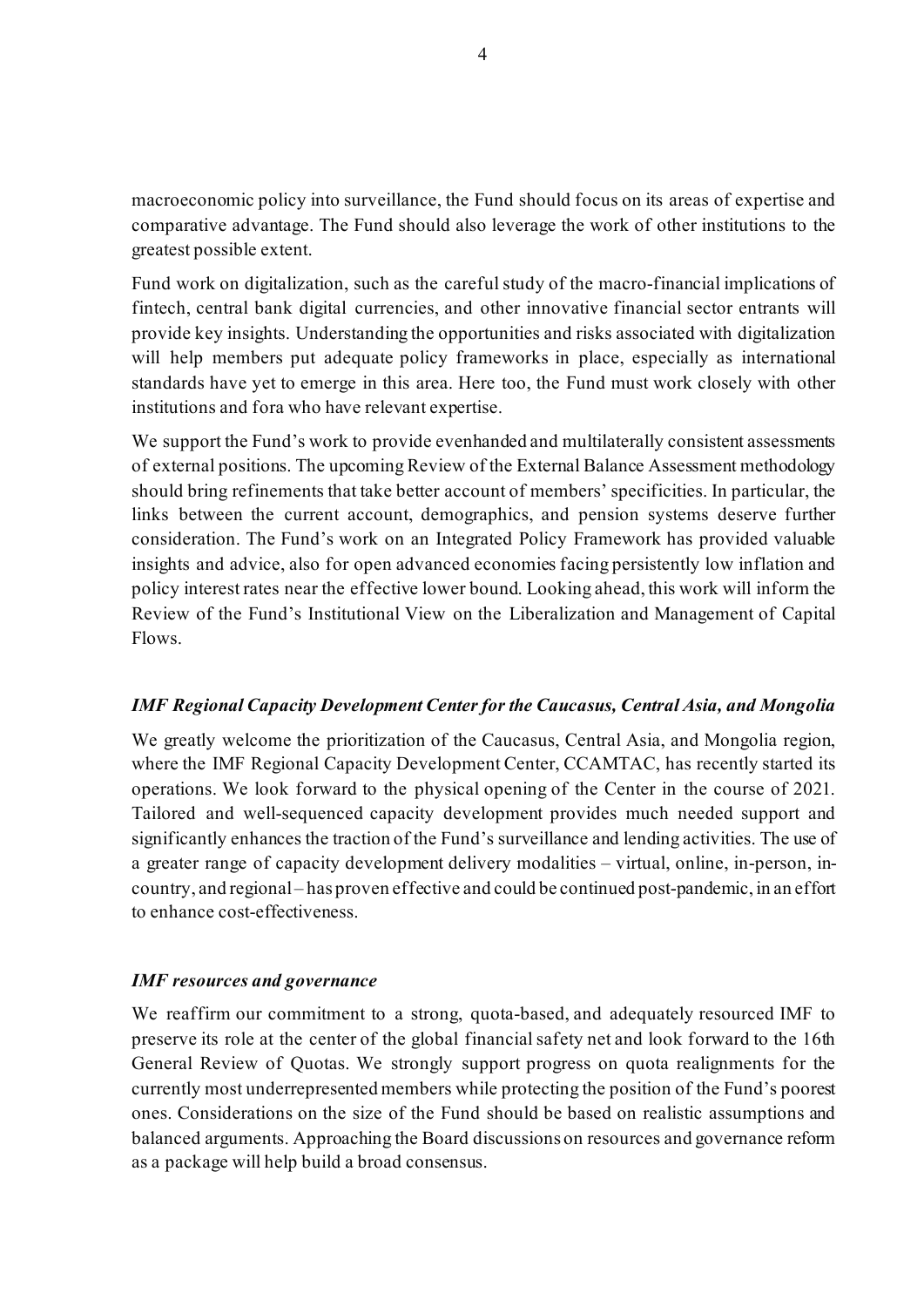macroeconomic policy into surveillance, the Fund should focus on its areas of expertise and comparative advantage. The Fund should also leverage the work of other institutions to the greatest possible extent.

Fund work on digitalization, such as the careful study of the macro-financial implications of fintech, central bank digital currencies, and other innovative financial sector entrants will provide key insights. Understanding the opportunities and risks associated with digitalization will help members put adequate policy frameworks in place, especially as international standards have yet to emerge in this area. Here too, the Fund must work closely with other institutions and fora who have relevant expertise.

We support the Fund's work to provide evenhanded and multilaterally consistent assessments of external positions. The upcoming Review of the External Balance Assessment methodology should bring refinements that take better account of members' specificities. In particular, the links between the current account, demographics, and pension systems deserve further consideration. The Fund's work on an Integrated Policy Framework has provided valuable insights and advice, also for open advanced economies facing persistently low inflation and policy interest rates near the effective lower bound. Looking ahead, this work will inform the Review of the Fund's Institutional View on the Liberalization and Management of Capital Flows.

***IMF Regional Capacity Development Center for the Caucasus, Central Asia, and Mongolia***

We greatly welcome the prioritization of the Caucasus, Central Asia, and Mongolia region, where the IMF Regional Capacity Development Center, CCAMTAC, has recently started its operations. We look forward to the physical opening of the Center in the course of 2021. Tailored and well-sequenced capacity development provides much needed support and significantly enhances the traction of the Fund's surveillance and lending activities. The use of a greater range of capacity development delivery modalities – virtual, online, in-person, in-country, and regional – has proven effective and could be continued post-pandemic, in an effort to enhance cost-effectiveness.

***IMF resources and governance***

We reaffirm our commitment to a strong, quota-based, and adequately resourced IMF to preserve its role at the center of the global financial safety net and look forward to the 16th General Review of Quotas. We strongly support progress on quota realignments for the currently most underrepresented members while protecting the position of the Fund's poorest ones. Considerations on the size of the Fund should be based on realistic assumptions and balanced arguments. Approaching the Board discussions on resources and governance reform as a package will help build a broad consensus.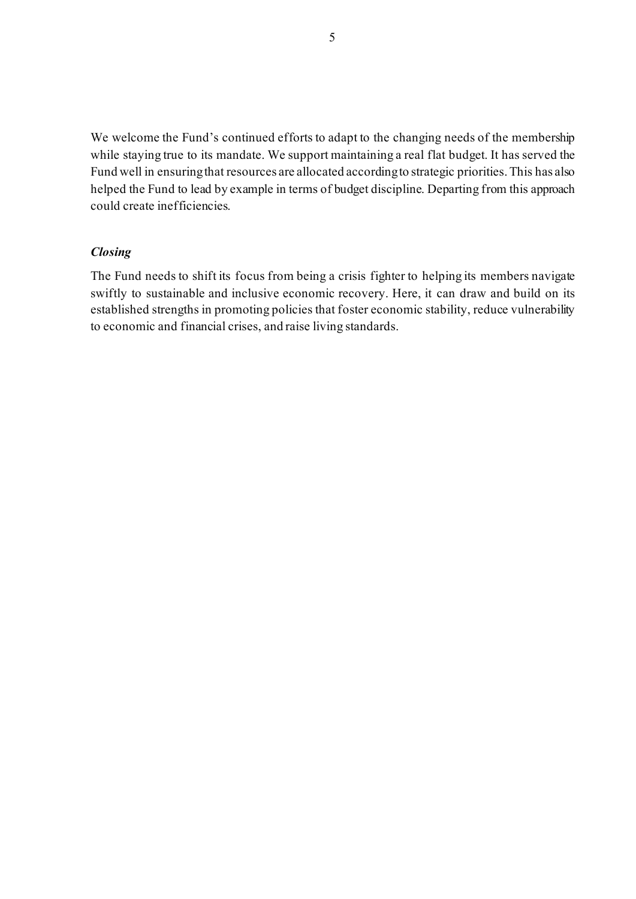We welcome the Fund's continued efforts to adapt to the changing needs of the membership while staying true to its mandate. We support maintaining a real flat budget. It has served the Fund well in ensuring that resources are allocated according to strategic priorities. This has also helped the Fund to lead by example in terms of budget discipline. Departing from this approach could create inefficiencies.

***Closing***

The Fund needs to shift its focus from being a crisis fighter to helping its members navigate swiftly to sustainable and inclusive economic recovery. Here, it can draw and build on its established strengths in promoting policies that foster economic stability, reduce vulnerability to economic and financial crises, and raise living standards.